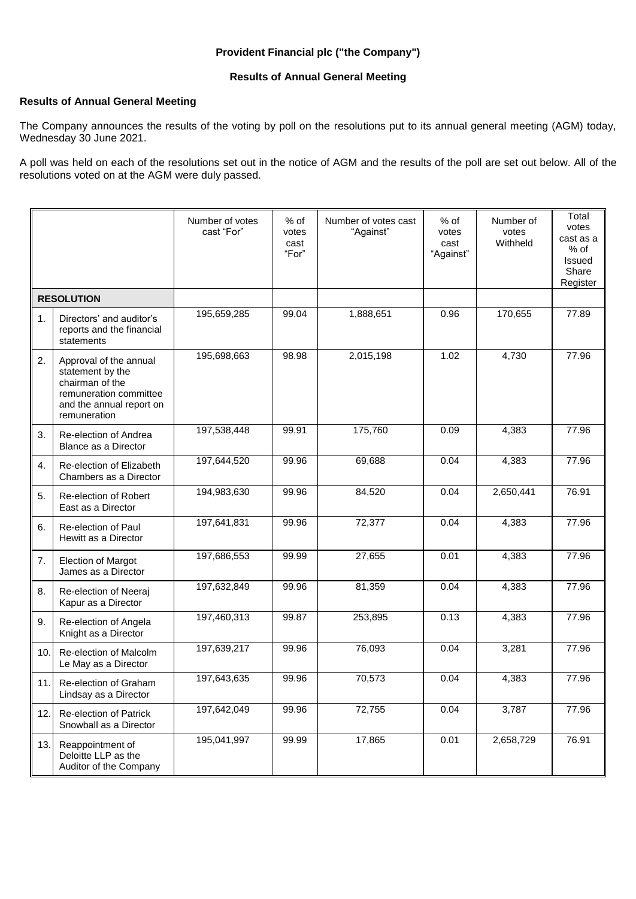**Provident Financial plc ("the Company")**

**Results of Annual General Meeting**

**Results of Annual General Meeting**

The Company announces the results of the voting by poll on the resolutions put to its annual general meeting (AGM) today, Wednesday 30 June 2021.

A poll was held on each of the resolutions set out in the notice of AGM and the results of the poll are set out below. All of the resolutions voted on at the AGM were duly passed.

| | | Number of votes cast "For" | % of votes cast "For" | Number of votes cast "Against" | % of votes cast "Against" | Number of votes Withheld | Total votes cast as a % of Issued Share Register |
|---|---|---|---|---|---|---|---|
| **RESOLUTION** | | | | | | | |
| 1. | Directors' and auditor's reports and the financial statements | 195,659,285 | 99.04 | 1,888,651 | 0.96 | 170,655 | 77.89 |
| 2. | Approval of the annual statement by the chairman of the remuneration committee and the annual report on remuneration | 195,698,663 | 98.98 | 2,015,198 | 1.02 | 4,730 | 77.96 |
| 3. | Re-election of Andrea Blance as a Director | 197,538,448 | 99.91 | 175,760 | 0.09 | 4,383 | 77.96 |
| 4. | Re-election of Elizabeth Chambers as a Director | 197,644,520 | 99.96 | 69,688 | 0.04 | 4,383 | 77.96 |
| 5. | Re-election of Robert East as a Director | 194,983,630 | 99.96 | 84,520 | 0.04 | 2,650,441 | 76.91 |
| 6. | Re-election of Paul Hewitt as a Director | 197,641,831 | 99.96 | 72,377 | 0.04 | 4,383 | 77.96 |
| 7. | Election of Margot James as a Director | 197,686,553 | 99.99 | 27,655 | 0.01 | 4,383 | 77.96 |
| 8. | Re-election of Neeraj Kapur as a Director | 197,632,849 | 99.96 | 81,359 | 0.04 | 4,383 | 77.96 |
| 9. | Re-election of Angela Knight as a Director | 197,460,313 | 99.87 | 253,895 | 0.13 | 4,383 | 77.96 |
| 10. | Re-election of Malcolm Le May as a Director | 197,639,217 | 99.96 | 76,093 | 0.04 | 3,281 | 77.96 |
| 11. | Re-election of Graham Lindsay as a Director | 197,643,635 | 99.96 | 70,573 | 0.04 | 4,383 | 77.96 |
| 12. | Re-election of Patrick Snowball as a Director | 197,642,049 | 99.96 | 72,755 | 0.04 | 3,787 | 77.96 |
| 13. | Reappointment of Deloitte LLP as the Auditor of the Company | 195,041,997 | 99.99 | 17,865 | 0.01 | 2,658,729 | 76.91 |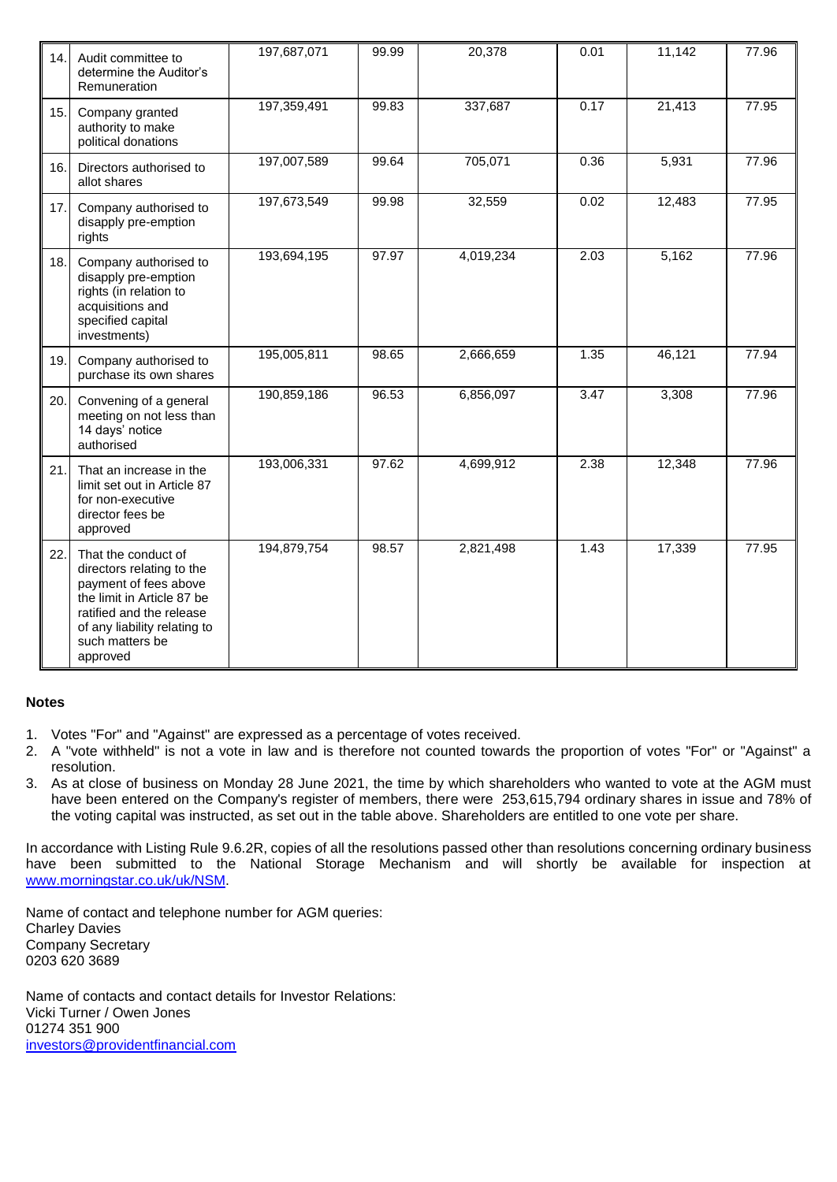| | | | | | | | |
|---|---|---|---|---|---|---|---|
| 14. | Audit committee to determine the Auditor's Remuneration | 197,687,071 | 99.99 | 20,378 | 0.01 | 11,142 | 77.96 |
| 15. | Company granted authority to make political donations | 197,359,491 | 99.83 | 337,687 | 0.17 | 21,413 | 77.95 |
| 16. | Directors authorised to allot shares | 197,007,589 | 99.64 | 705,071 | 0.36 | 5,931 | 77.96 |
| 17. | Company authorised to disapply pre-emption rights | 197,673,549 | 99.98 | 32,559 | 0.02 | 12,483 | 77.95 |
| 18. | Company authorised to disapply pre-emption rights (in relation to acquisitions and specified capital investments) | 193,694,195 | 97.97 | 4,019,234 | 2.03 | 5,162 | 77.96 |
| 19. | Company authorised to purchase its own shares | 195,005,811 | 98.65 | 2,666,659 | 1.35 | 46,121 | 77.94 |
| 20. | Convening of a general meeting on not less than 14 days' notice authorised | 190,859,186 | 96.53 | 6,856,097 | 3.47 | 3,308 | 77.96 |
| 21. | That an increase in the limit set out in Article 87 for non-executive director fees be approved | 193,006,331 | 97.62 | 4,699,912 | 2.38 | 12,348 | 77.96 |
| 22. | That the conduct of directors relating to the payment of fees above the limit in Article 87 be ratified and the release of any liability relating to such matters be approved | 194,879,754 | 98.57 | 2,821,498 | 1.43 | 17,339 | 77.95 |

**Notes**

1. Votes "For" and "Against" are expressed as a percentage of votes received.
2. A "vote withheld" is not a vote in law and is therefore not counted towards the proportion of votes "For" or "Against" a resolution.
3. As at close of business on Monday 28 June 2021, the time by which shareholders who wanted to vote at the AGM must have been entered on the Company's register of members, there were 253,615,794 ordinary shares in issue and 78% of the voting capital was instructed, as set out in the table above. Shareholders are entitled to one vote per share.

In accordance with Listing Rule 9.6.2R, copies of all the resolutions passed other than resolutions concerning ordinary business have been submitted to the National Storage Mechanism and will shortly be available for inspection at www.morningstar.co.uk/uk/NSM.

Name of contact and telephone number for AGM queries:
Charley Davies
Company Secretary
0203 620 3689

Name of contacts and contact details for Investor Relations:
Vicki Turner / Owen Jones
01274 351 900
investors@providentfinancial.com